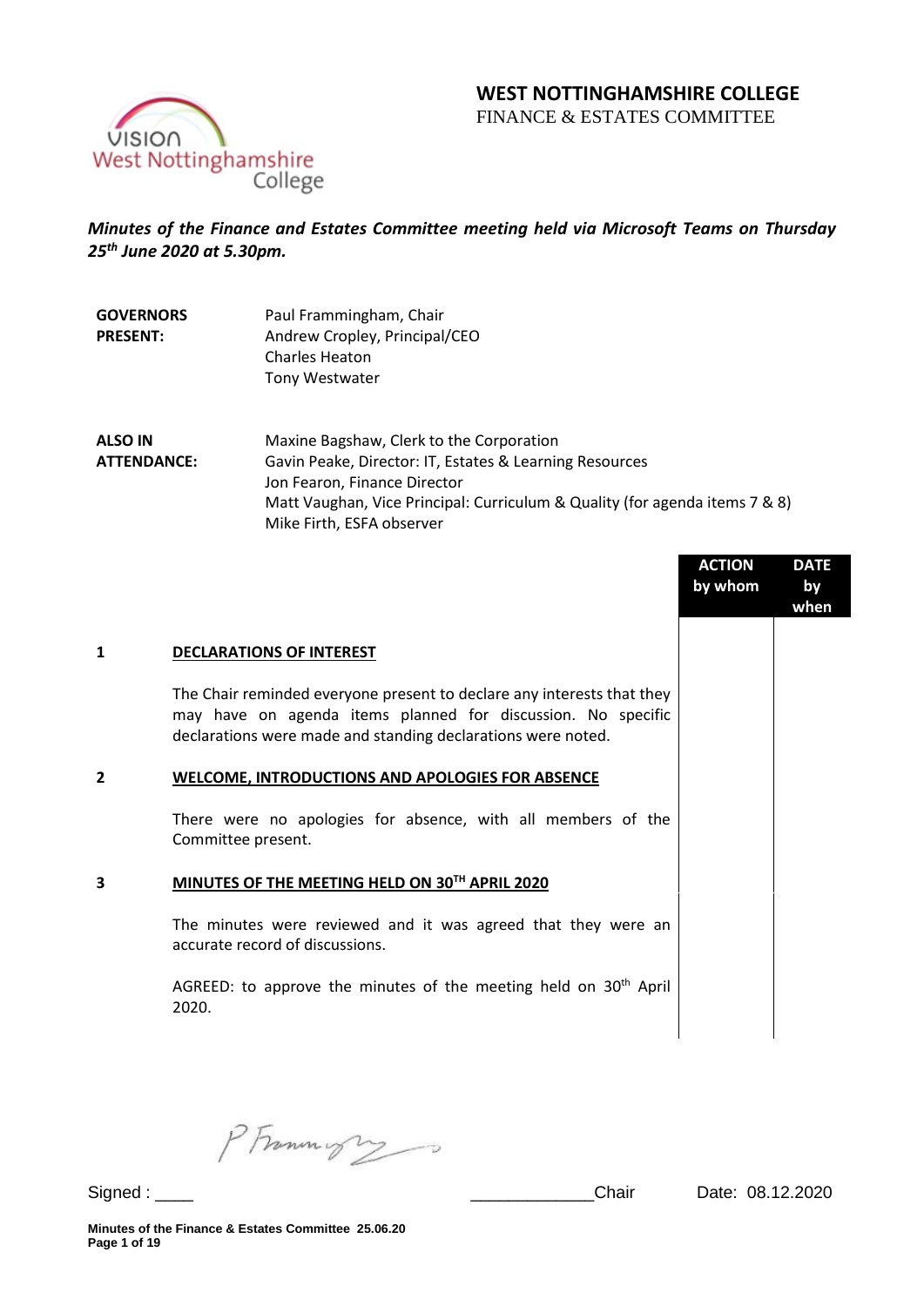# WEST NOTTINGHAMSHIRE COLLEGE

FINANCE & ESTATES COMMITTEE

***Minutes of the Finance and Estates Committee meeting held via Microsoft Teams on Thursday 25th June 2020 at 5.30pm.***

| | |
|---|---|
| **GOVERNORS PRESENT:** | Paul Frammingham, Chair<br>Andrew Cropley, Principal/CEO<br>Charles Heaton<br>Tony Westwater |
| **ALSO IN ATTENDANCE:** | Maxine Bagshaw, Clerk to the Corporation<br>Gavin Peake, Director: IT, Estates & Learning Resources<br>Jon Fearon, Finance Director<br>Matt Vaughan, Vice Principal: Curriculum & Quality (for agenda items 7 & 8)<br>Mike Firth, ESFA observer |

| | | ACTION by whom | DATE by when |
|---|---|---|---|
| **1** | **<u>DECLARATIONS OF INTEREST</u>** | | |
| | The Chair reminded everyone present to declare any interests that they may have on agenda items planned for discussion. No specific declarations were made and standing declarations were noted. | | |
| **2** | **<u>WELCOME, INTRODUCTIONS AND APOLOGIES FOR ABSENCE</u>** | | |
| | There were no apologies for absence, with all members of the Committee present. | | |
| **3** | **<u>MINUTES OF THE MEETING HELD ON 30TH APRIL 2020</u>** | | |
| | The minutes were reviewed and it was agreed that they were an accurate record of discussions. | | |
| | AGREED: to approve the minutes of the meeting held on 30th April 2020. | | |

Signed : P Frammingham Chair Date: 08.12.2020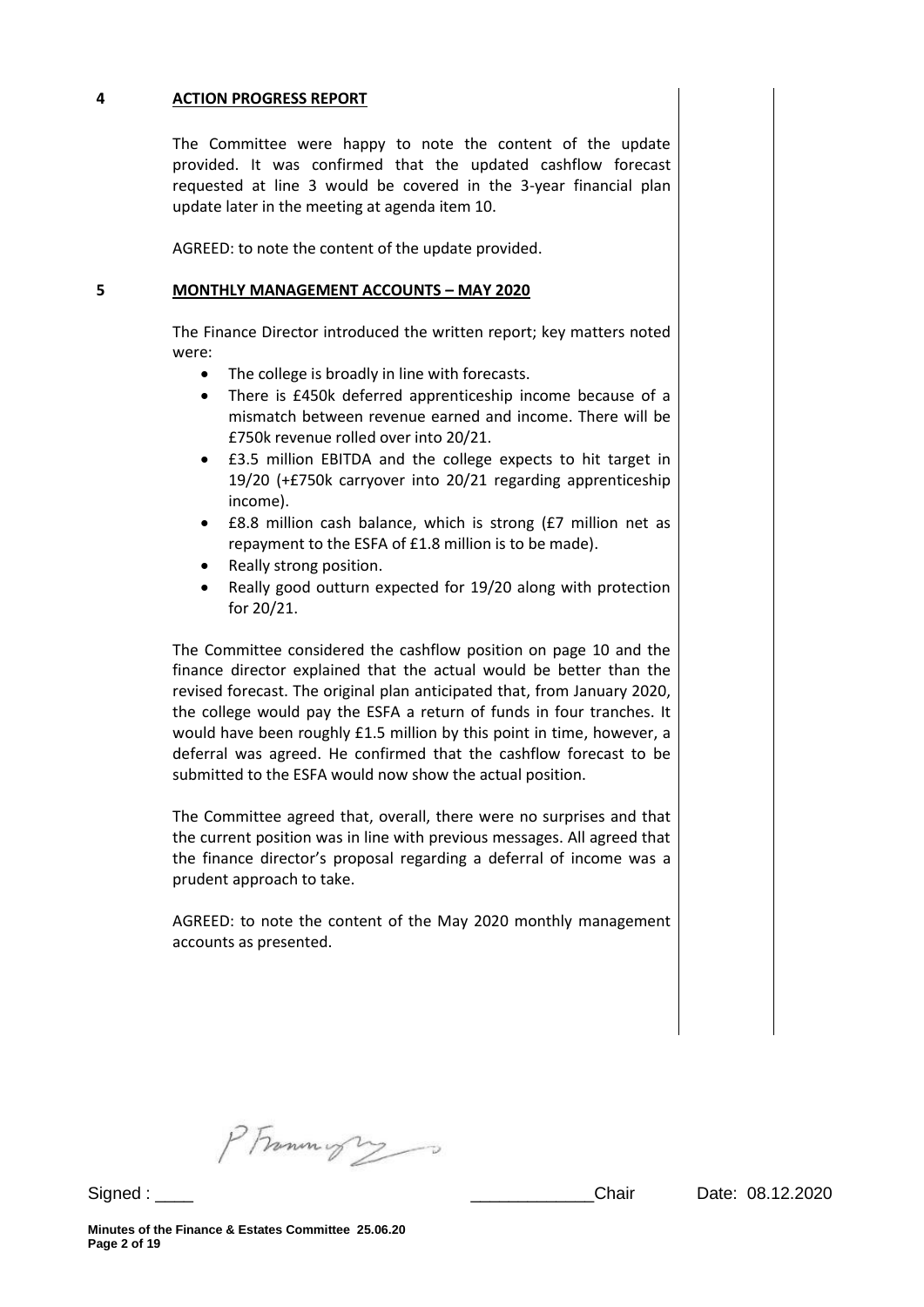## 4 ACTION PROGRESS REPORT

The Committee were happy to note the content of the update provided. It was confirmed that the updated cashflow forecast requested at line 3 would be covered in the 3-year financial plan update later in the meeting at agenda item 10.

AGREED: to note the content of the update provided.

## 5 MONTHLY MANAGEMENT ACCOUNTS – MAY 2020

The Finance Director introduced the written report; key matters noted were:

- The college is broadly in line with forecasts.
- There is £450k deferred apprenticeship income because of a mismatch between revenue earned and income. There will be £750k revenue rolled over into 20/21.
- £3.5 million EBITDA and the college expects to hit target in 19/20 (+£750k carryover into 20/21 regarding apprenticeship income).
- £8.8 million cash balance, which is strong (£7 million net as repayment to the ESFA of £1.8 million is to be made).
- Really strong position.
- Really good outturn expected for 19/20 along with protection for 20/21.

The Committee considered the cashflow position on page 10 and the finance director explained that the actual would be better than the revised forecast. The original plan anticipated that, from January 2020, the college would pay the ESFA a return of funds in four tranches. It would have been roughly £1.5 million by this point in time, however, a deferral was agreed. He confirmed that the cashflow forecast to be submitted to the ESFA would now show the actual position.

The Committee agreed that, overall, there were no surprises and that the current position was in line with previous messages. All agreed that the finance director's proposal regarding a deferral of income was a prudent approach to take.

AGREED: to note the content of the May 2020 monthly management accounts as presented.

Signed : ____ _____________Chair Date: 08.12.2020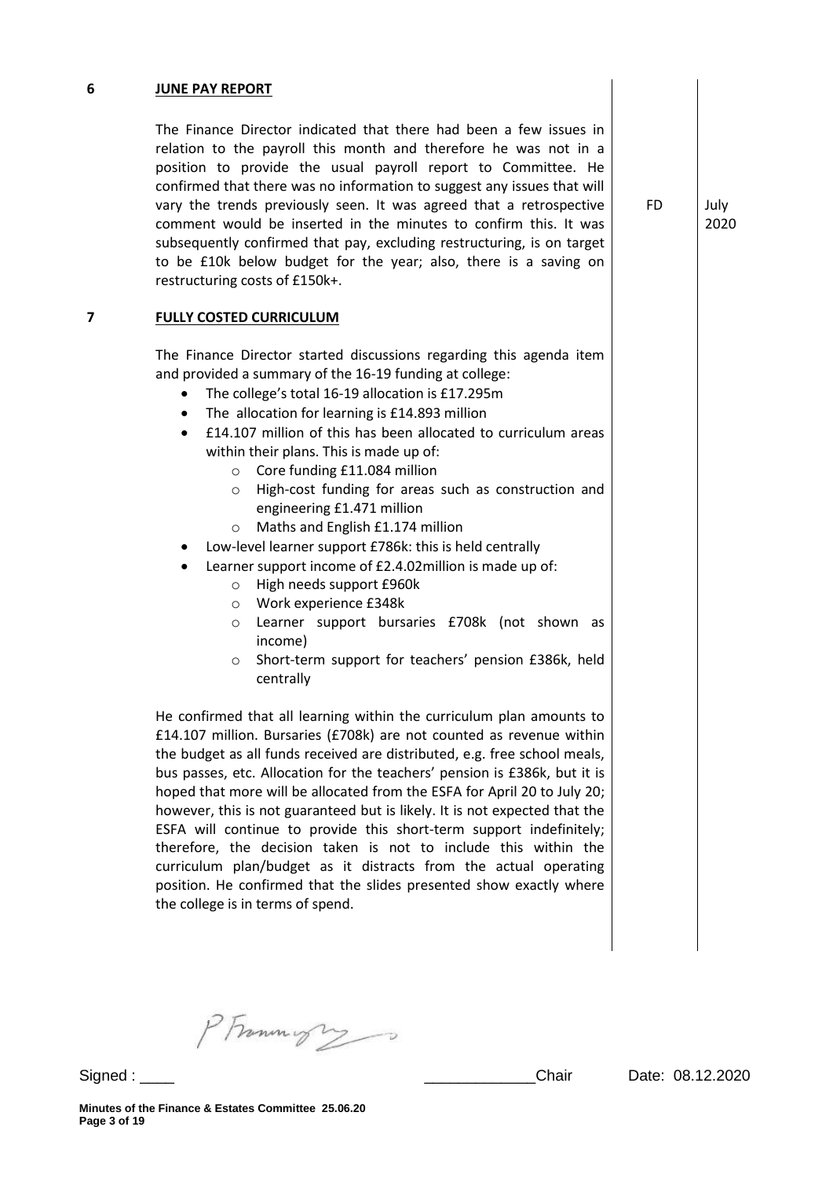## 6 JUNE PAY REPORT

The Finance Director indicated that there had been a few issues in relation to the payroll this month and therefore he was not in a position to provide the usual payroll report to Committee. He confirmed that there was no information to suggest any issues that will vary the trends previously seen. It was agreed that a retrospective comment would be inserted in the minutes to confirm this. It was subsequently confirmed that pay, excluding restructuring, is on target to be £10k below budget for the year; also, there is a saving on restructuring costs of £150k+.

FD | July 2020

## 7 FULLY COSTED CURRICULUM

The Finance Director started discussions regarding this agenda item and provided a summary of the 16-19 funding at college:

- The college's total 16-19 allocation is £17.295m
- The allocation for learning is £14.893 million
- £14.107 million of this has been allocated to curriculum areas within their plans. This is made up of:
  - Core funding £11.084 million
  - High-cost funding for areas such as construction and engineering £1.471 million
  - Maths and English £1.174 million
- Low-level learner support £786k: this is held centrally
- Learner support income of £2.4.02million is made up of:
  - High needs support £960k
  - Work experience £348k
  - Learner support bursaries £708k (not shown as income)
  - Short-term support for teachers' pension £386k, held centrally

He confirmed that all learning within the curriculum plan amounts to £14.107 million. Bursaries (£708k) are not counted as revenue within the budget as all funds received are distributed, e.g. free school meals, bus passes, etc. Allocation for the teachers' pension is £386k, but it is hoped that more will be allocated from the ESFA for April 20 to July 20; however, this is not guaranteed but is likely. It is not expected that the ESFA will continue to provide this short-term support indefinitely; therefore, the decision taken is not to include this within the curriculum plan/budget as it distracts from the actual operating position. He confirmed that the slides presented show exactly where the college is in terms of spend.

Signed : ____ ____________Chair Date: 08.12.2020

**Minutes of the Finance & Estates Committee 25.06.20**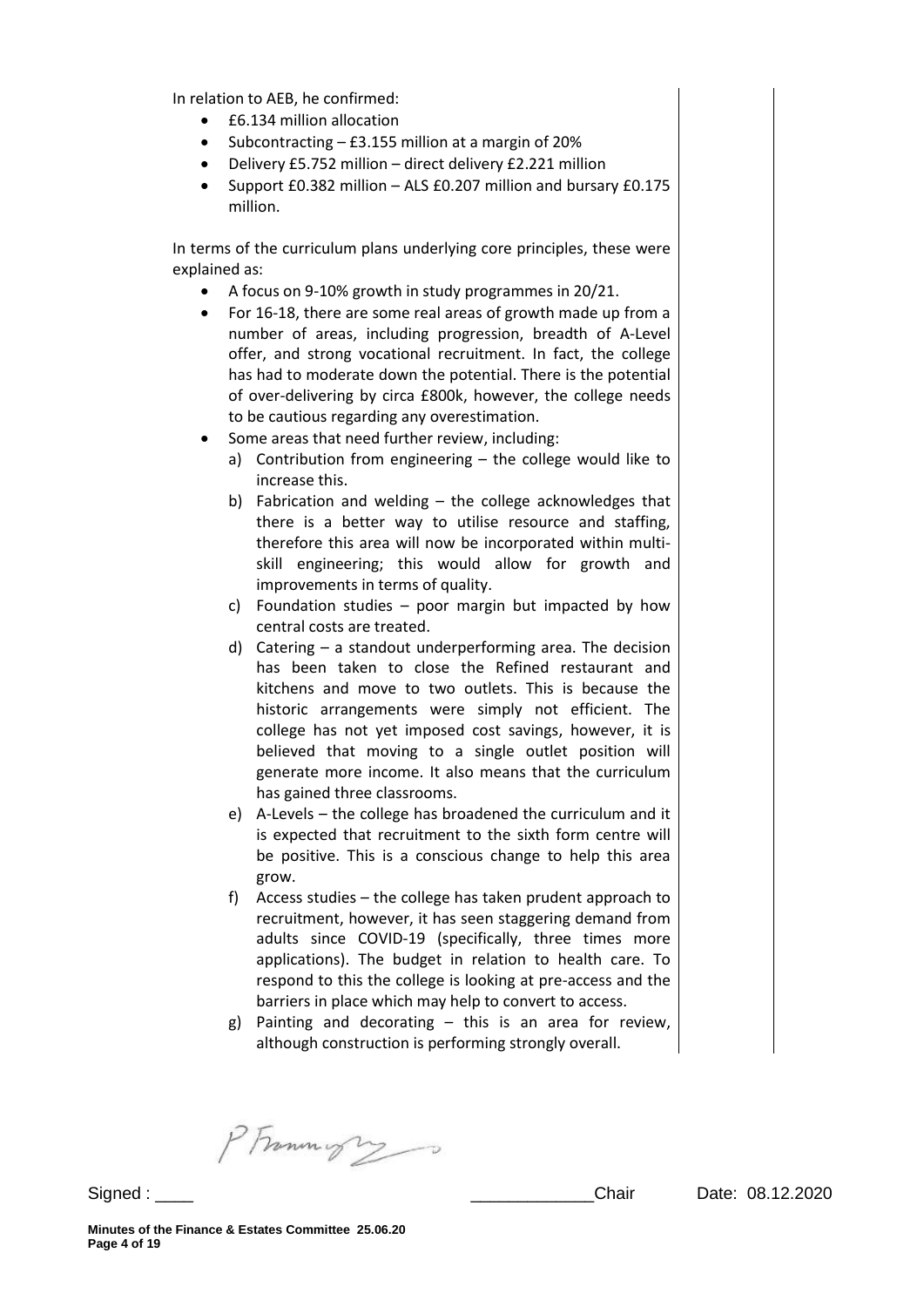In relation to AEB, he confirmed:

- £6.134 million allocation
- Subcontracting – £3.155 million at a margin of 20%
- Delivery £5.752 million – direct delivery £2.221 million
- Support £0.382 million – ALS £0.207 million and bursary £0.175 million.

In terms of the curriculum plans underlying core principles, these were explained as:

- A focus on 9-10% growth in study programmes in 20/21.
- For 16-18, there are some real areas of growth made up from a number of areas, including progression, breadth of A-Level offer, and strong vocational recruitment. In fact, the college has had to moderate down the potential. There is the potential of over-delivering by circa £800k, however, the college needs to be cautious regarding any overestimation.
- Some areas that need further review, including:
  a) Contribution from engineering – the college would like to increase this.
  b) Fabrication and welding – the college acknowledges that there is a better way to utilise resource and staffing, therefore this area will now be incorporated within multi-skill engineering; this would allow for growth and improvements in terms of quality.
  c) Foundation studies – poor margin but impacted by how central costs are treated.
  d) Catering – a standout underperforming area. The decision has been taken to close the Refined restaurant and kitchens and move to two outlets. This is because the historic arrangements were simply not efficient. The college has not yet imposed cost savings, however, it is believed that moving to a single outlet position will generate more income. It also means that the curriculum has gained three classrooms.
  e) A-Levels – the college has broadened the curriculum and it is expected that recruitment to the sixth form centre will be positive. This is a conscious change to help this area grow.
  f) Access studies – the college has taken prudent approach to recruitment, however, it has seen staggering demand from adults since COVID-19 (specifically, three times more applications). The budget in relation to health care. To respond to this the college is looking at pre-access and the barriers in place which may help to convert to access.
  g) Painting and decorating – this is an area for review, although construction is performing strongly overall.

Signed : ____ _____________Chair Date: 08.12.2020

**Minutes of the Finance & Estates Committee 25.06.20**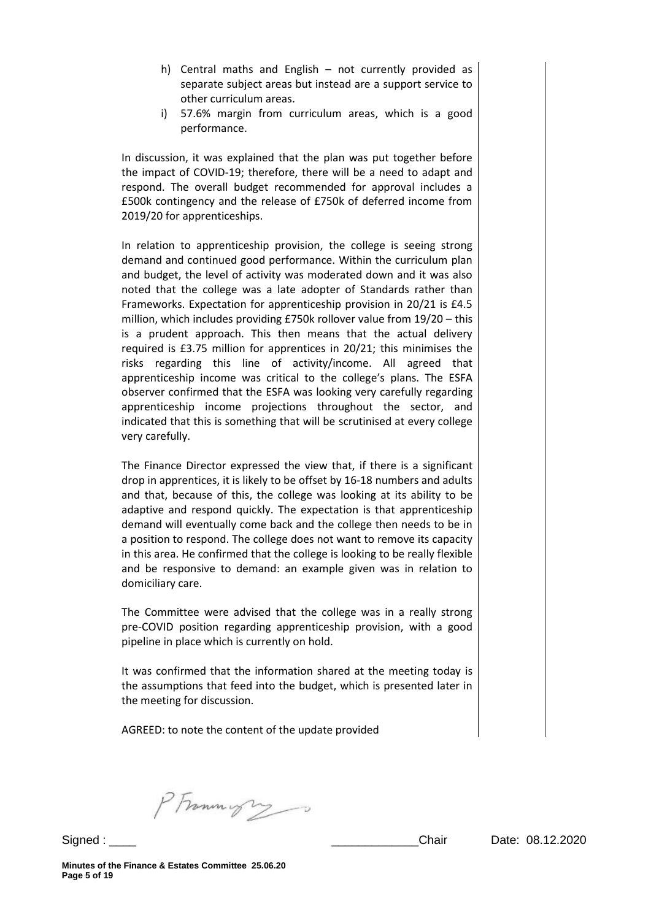h) Central maths and English – not currently provided as separate subject areas but instead are a support service to other curriculum areas.
i) 57.6% margin from curriculum areas, which is a good performance.

In discussion, it was explained that the plan was put together before the impact of COVID-19; therefore, there will be a need to adapt and respond. The overall budget recommended for approval includes a £500k contingency and the release of £750k of deferred income from 2019/20 for apprenticeships.

In relation to apprenticeship provision, the college is seeing strong demand and continued good performance. Within the curriculum plan and budget, the level of activity was moderated down and it was also noted that the college was a late adopter of Standards rather than Frameworks. Expectation for apprenticeship provision in 20/21 is £4.5 million, which includes providing £750k rollover value from 19/20 – this is a prudent approach. This then means that the actual delivery required is £3.75 million for apprentices in 20/21; this minimises the risks regarding this line of activity/income. All agreed that apprenticeship income was critical to the college's plans. The ESFA observer confirmed that the ESFA was looking very carefully regarding apprenticeship income projections throughout the sector, and indicated that this is something that will be scrutinised at every college very carefully.

The Finance Director expressed the view that, if there is a significant drop in apprentices, it is likely to be offset by 16-18 numbers and adults and that, because of this, the college was looking at its ability to be adaptive and respond quickly. The expectation is that apprenticeship demand will eventually come back and the college then needs to be in a position to respond. The college does not want to remove its capacity in this area. He confirmed that the college is looking to be really flexible and be responsive to demand: an example given was in relation to domiciliary care.

The Committee were advised that the college was in a really strong pre-COVID position regarding apprenticeship provision, with a good pipeline in place which is currently on hold.

It was confirmed that the information shared at the meeting today is the assumptions that feed into the budget, which is presented later in the meeting for discussion.

AGREED: to note the content of the update provided

Signed : ____ _____________Chair Date: 08.12.2020

**Minutes of the Finance & Estates Committee 25.06.20**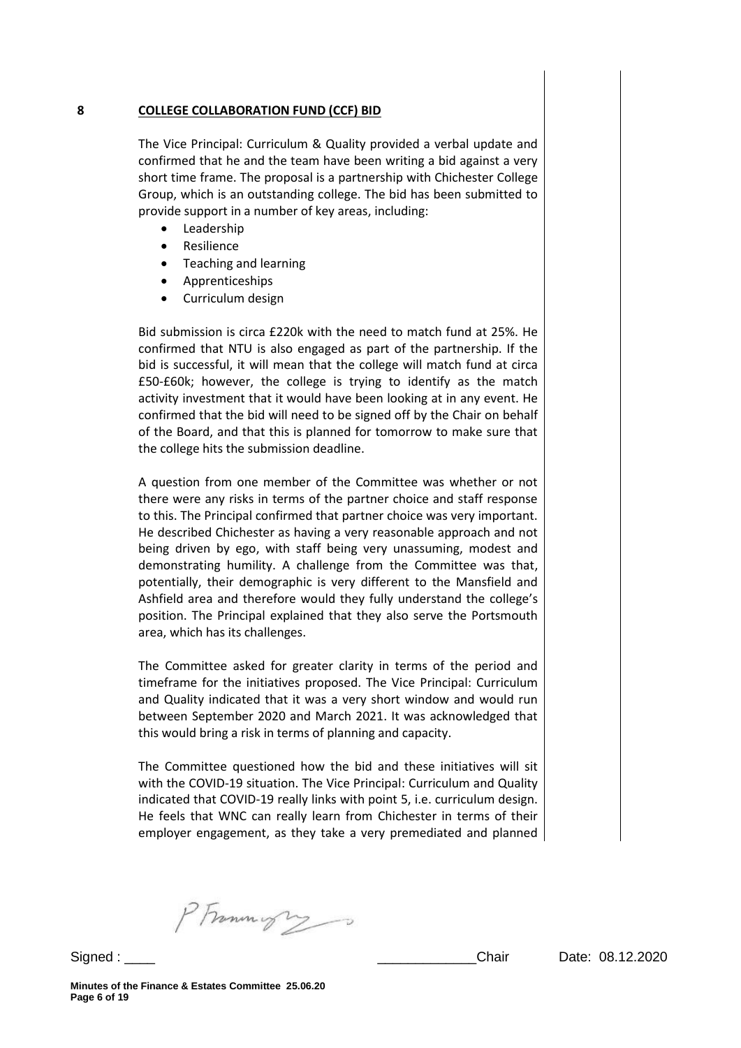## 8 COLLEGE COLLABORATION FUND (CCF) BID

The Vice Principal: Curriculum & Quality provided a verbal update and confirmed that he and the team have been writing a bid against a very short time frame. The proposal is a partnership with Chichester College Group, which is an outstanding college. The bid has been submitted to provide support in a number of key areas, including:

- Leadership
- Resilience
- Teaching and learning
- Apprenticeships
- Curriculum design

Bid submission is circa £220k with the need to match fund at 25%. He confirmed that NTU is also engaged as part of the partnership. If the bid is successful, it will mean that the college will match fund at circa £50-£60k; however, the college is trying to identify as the match activity investment that it would have been looking at in any event. He confirmed that the bid will need to be signed off by the Chair on behalf of the Board, and that this is planned for tomorrow to make sure that the college hits the submission deadline.

A question from one member of the Committee was whether or not there were any risks in terms of the partner choice and staff response to this. The Principal confirmed that partner choice was very important. He described Chichester as having a very reasonable approach and not being driven by ego, with staff being very unassuming, modest and demonstrating humility. A challenge from the Committee was that, potentially, their demographic is very different to the Mansfield and Ashfield area and therefore would they fully understand the college's position. The Principal explained that they also serve the Portsmouth area, which has its challenges.

The Committee asked for greater clarity in terms of the period and timeframe for the initiatives proposed. The Vice Principal: Curriculum and Quality indicated that it was a very short window and would run between September 2020 and March 2021. It was acknowledged that this would bring a risk in terms of planning and capacity.

The Committee questioned how the bid and these initiatives will sit with the COVID-19 situation. The Vice Principal: Curriculum and Quality indicated that COVID-19 really links with point 5, i.e. curriculum design. He feels that WNC can really learn from Chichester in terms of their employer engagement, as they take a very premediated and planned

Signed : ____ _____________Chair Date: 08.12.2020

Minutes of the Finance & Estates Committee 25.06.20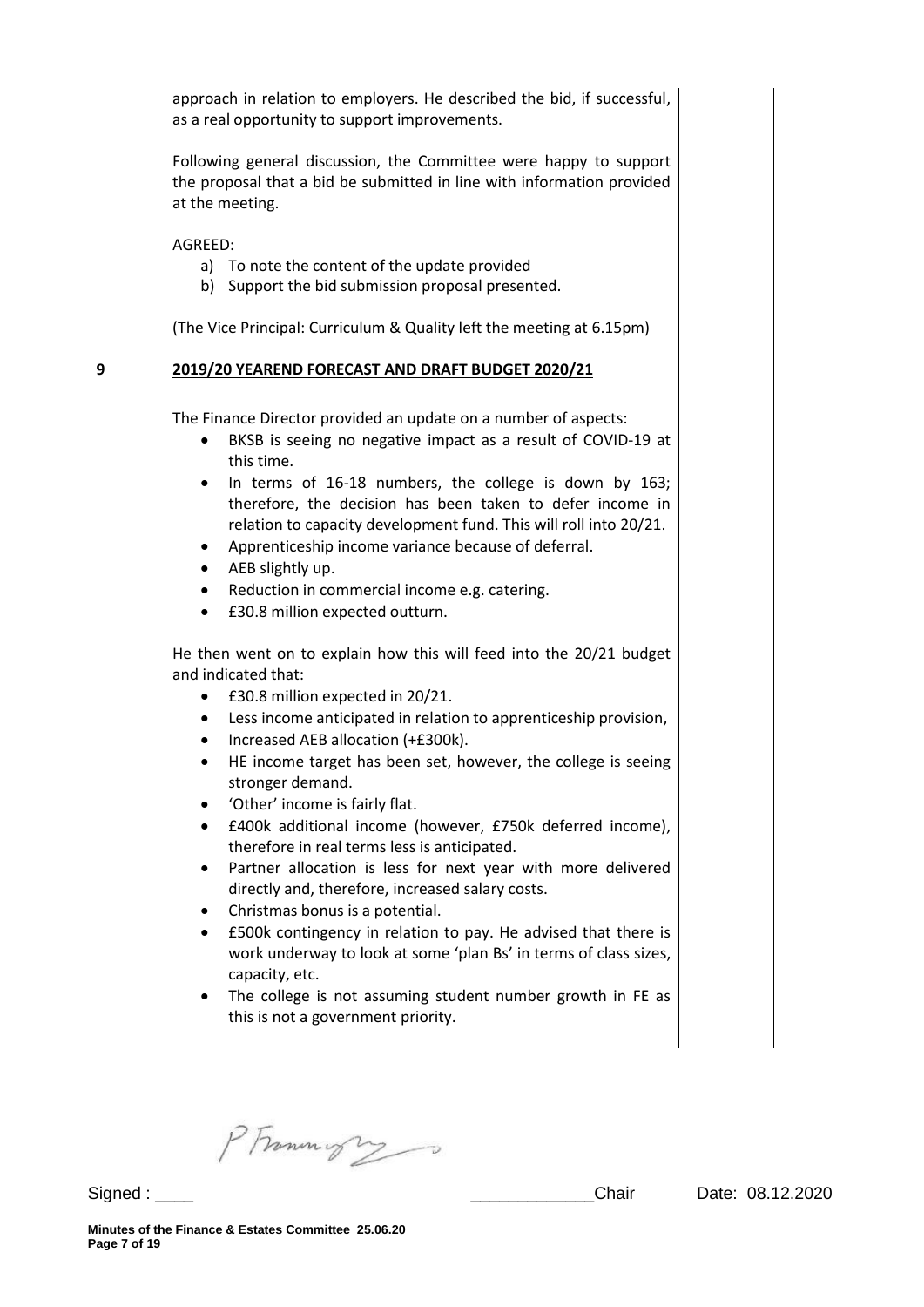approach in relation to employers. He described the bid, if successful, as a real opportunity to support improvements.

Following general discussion, the Committee were happy to support the proposal that a bid be submitted in line with information provided at the meeting.

AGREED:

a) To note the content of the update provided
b) Support the bid submission proposal presented.

(The Vice Principal: Curriculum & Quality left the meeting at 6.15pm)

**9 2019/20 YEAREND FORECAST AND DRAFT BUDGET 2020/21**

The Finance Director provided an update on a number of aspects:

- BKSB is seeing no negative impact as a result of COVID-19 at this time.
- In terms of 16-18 numbers, the college is down by 163; therefore, the decision has been taken to defer income in relation to capacity development fund. This will roll into 20/21.
- Apprenticeship income variance because of deferral.
- AEB slightly up.
- Reduction in commercial income e.g. catering.
- £30.8 million expected outturn.

He then went on to explain how this will feed into the 20/21 budget and indicated that:

- £30.8 million expected in 20/21.
- Less income anticipated in relation to apprenticeship provision,
- Increased AEB allocation (+£300k).
- HE income target has been set, however, the college is seeing stronger demand.
- 'Other' income is fairly flat.
- £400k additional income (however, £750k deferred income), therefore in real terms less is anticipated.
- Partner allocation is less for next year with more delivered directly and, therefore, increased salary costs.
- Christmas bonus is a potential.
- £500k contingency in relation to pay. He advised that there is work underway to look at some 'plan Bs' in terms of class sizes, capacity, etc.
- The college is not assuming student number growth in FE as this is not a government priority.

Signed : ____ _____________Chair Date: 08.12.2020

**Minutes of the Finance & Estates Committee 25.06.20**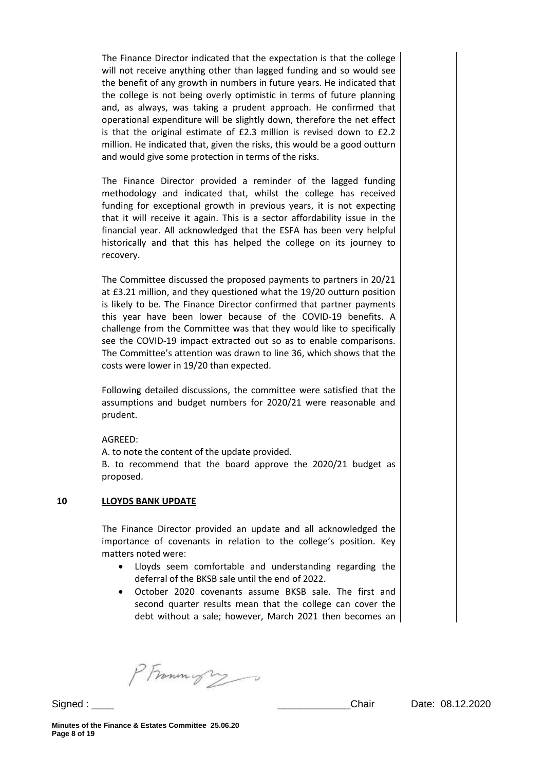The Finance Director indicated that the expectation is that the college will not receive anything other than lagged funding and so would see the benefit of any growth in numbers in future years. He indicated that the college is not being overly optimistic in terms of future planning and, as always, was taking a prudent approach. He confirmed that operational expenditure will be slightly down, therefore the net effect is that the original estimate of £2.3 million is revised down to £2.2 million. He indicated that, given the risks, this would be a good outturn and would give some protection in terms of the risks.

The Finance Director provided a reminder of the lagged funding methodology and indicated that, whilst the college has received funding for exceptional growth in previous years, it is not expecting that it will receive it again. This is a sector affordability issue in the financial year. All acknowledged that the ESFA has been very helpful historically and that this has helped the college on its journey to recovery.

The Committee discussed the proposed payments to partners in 20/21 at £3.21 million, and they questioned what the 19/20 outturn position is likely to be. The Finance Director confirmed that partner payments this year have been lower because of the COVID-19 benefits. A challenge from the Committee was that they would like to specifically see the COVID-19 impact extracted out so as to enable comparisons. The Committee's attention was drawn to line 36, which shows that the costs were lower in 19/20 than expected.

Following detailed discussions, the committee were satisfied that the assumptions and budget numbers for 2020/21 were reasonable and prudent.

AGREED:

A. to note the content of the update provided.

B. to recommend that the board approve the 2020/21 budget as proposed.

## 10 LLOYDS BANK UPDATE

The Finance Director provided an update and all acknowledged the importance of covenants in relation to the college's position. Key matters noted were:

- Lloyds seem comfortable and understanding regarding the deferral of the BKSB sale until the end of 2022.
- October 2020 covenants assume BKSB sale. The first and second quarter results mean that the college can cover the debt without a sale; however, March 2021 then becomes an

Signed : ____ ____________Chair Date: 08.12.2020

Minutes of the Finance & Estates Committee 25.06.20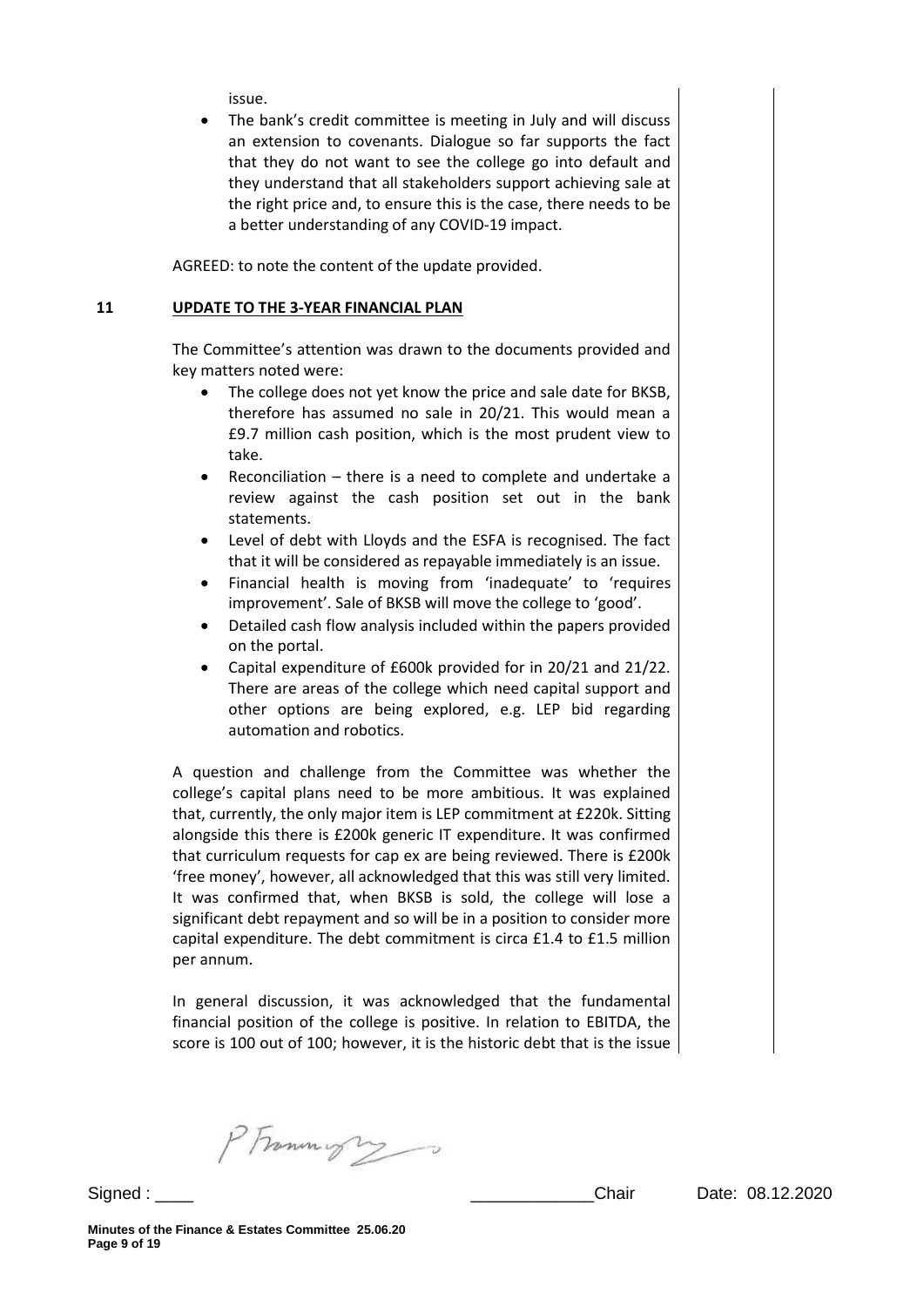issue.

- The bank's credit committee is meeting in July and will discuss an extension to covenants. Dialogue so far supports the fact that they do not want to see the college go into default and they understand that all stakeholders support achieving sale at the right price and, to ensure this is the case, there needs to be a better understanding of any COVID-19 impact.

AGREED: to note the content of the update provided.

## 11 UPDATE TO THE 3-YEAR FINANCIAL PLAN

The Committee's attention was drawn to the documents provided and key matters noted were:

- The college does not yet know the price and sale date for BKSB, therefore has assumed no sale in 20/21. This would mean a £9.7 million cash position, which is the most prudent view to take.
- Reconciliation – there is a need to complete and undertake a review against the cash position set out in the bank statements.
- Level of debt with Lloyds and the ESFA is recognised. The fact that it will be considered as repayable immediately is an issue.
- Financial health is moving from 'inadequate' to 'requires improvement'. Sale of BKSB will move the college to 'good'.
- Detailed cash flow analysis included within the papers provided on the portal.
- Capital expenditure of £600k provided for in 20/21 and 21/22. There are areas of the college which need capital support and other options are being explored, e.g. LEP bid regarding automation and robotics.

A question and challenge from the Committee was whether the college's capital plans need to be more ambitious. It was explained that, currently, the only major item is LEP commitment at £220k. Sitting alongside this there is £200k generic IT expenditure. It was confirmed that curriculum requests for cap ex are being reviewed. There is £200k 'free money', however, all acknowledged that this was still very limited. It was confirmed that, when BKSB is sold, the college will lose a significant debt repayment and so will be in a position to consider more capital expenditure. The debt commitment is circa £1.4 to £1.5 million per annum.

In general discussion, it was acknowledged that the fundamental financial position of the college is positive. In relation to EBITDA, the score is 100 out of 100; however, it is the historic debt that is the issue

Signed : ____ _____________Chair Date: 08.12.2020

Minutes of the Finance & Estates Committee 25.06.20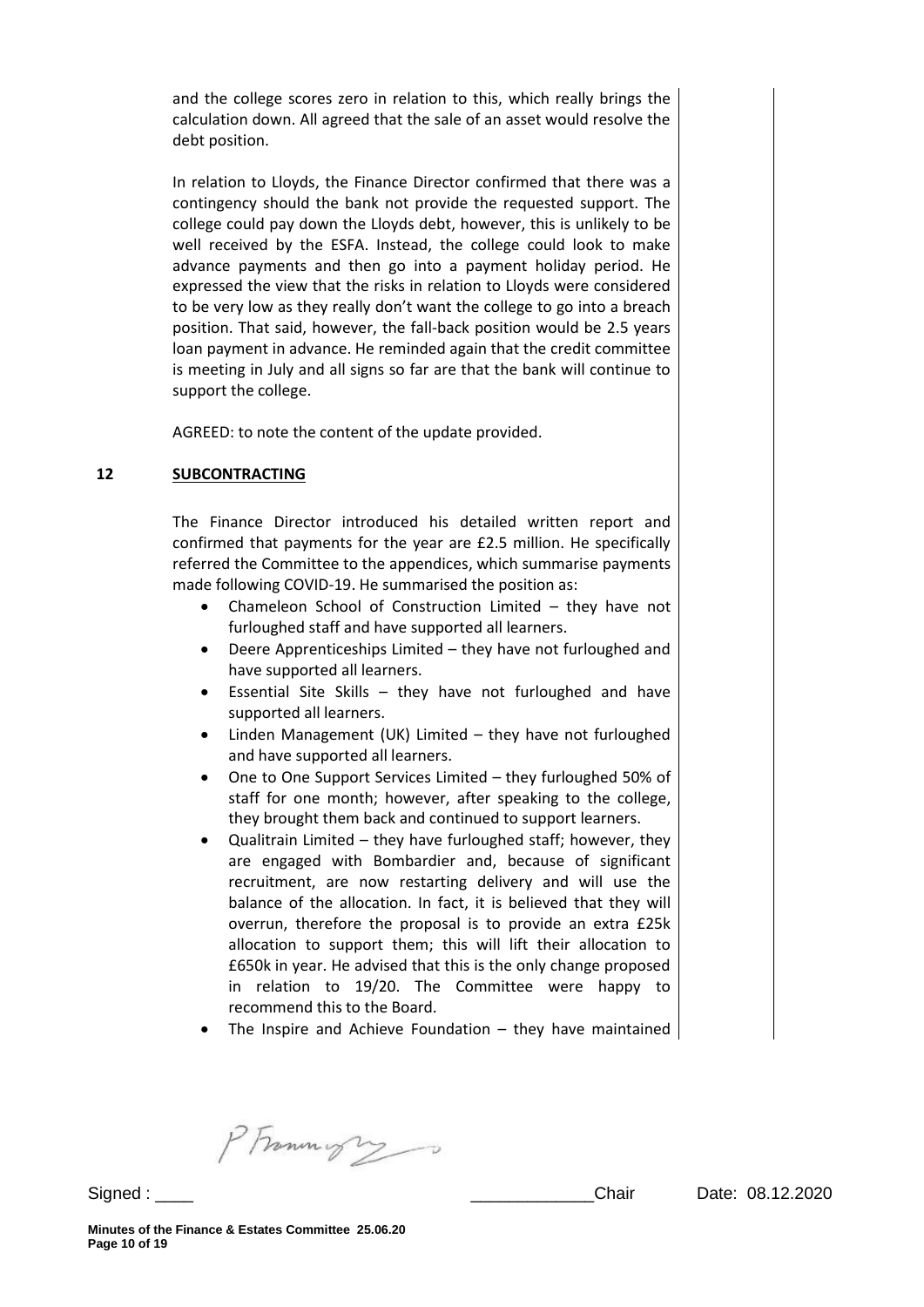and the college scores zero in relation to this, which really brings the calculation down. All agreed that the sale of an asset would resolve the debt position.

In relation to Lloyds, the Finance Director confirmed that there was a contingency should the bank not provide the requested support. The college could pay down the Lloyds debt, however, this is unlikely to be well received by the ESFA. Instead, the college could look to make advance payments and then go into a payment holiday period. He expressed the view that the risks in relation to Lloyds were considered to be very low as they really don't want the college to go into a breach position. That said, however, the fall-back position would be 2.5 years loan payment in advance. He reminded again that the credit committee is meeting in July and all signs so far are that the bank will continue to support the college.

AGREED: to note the content of the update provided.

## 12 SUBCONTRACTING

The Finance Director introduced his detailed written report and confirmed that payments for the year are £2.5 million. He specifically referred the Committee to the appendices, which summarise payments made following COVID-19. He summarised the position as:

- Chameleon School of Construction Limited – they have not furloughed staff and have supported all learners.
- Deere Apprenticeships Limited – they have not furloughed and have supported all learners.
- Essential Site Skills – they have not furloughed and have supported all learners.
- Linden Management (UK) Limited – they have not furloughed and have supported all learners.
- One to One Support Services Limited – they furloughed 50% of staff for one month; however, after speaking to the college, they brought them back and continued to support learners.
- Qualitrain Limited – they have furloughed staff; however, they are engaged with Bombardier and, because of significant recruitment, are now restarting delivery and will use the balance of the allocation. In fact, it is believed that they will overrun, therefore the proposal is to provide an extra £25k allocation to support them; this will lift their allocation to £650k in year. He advised that this is the only change proposed in relation to 19/20. The Committee were happy to recommend this to the Board.
- The Inspire and Achieve Foundation – they have maintained

Signed : ____ _____________Chair Date: 08.12.2020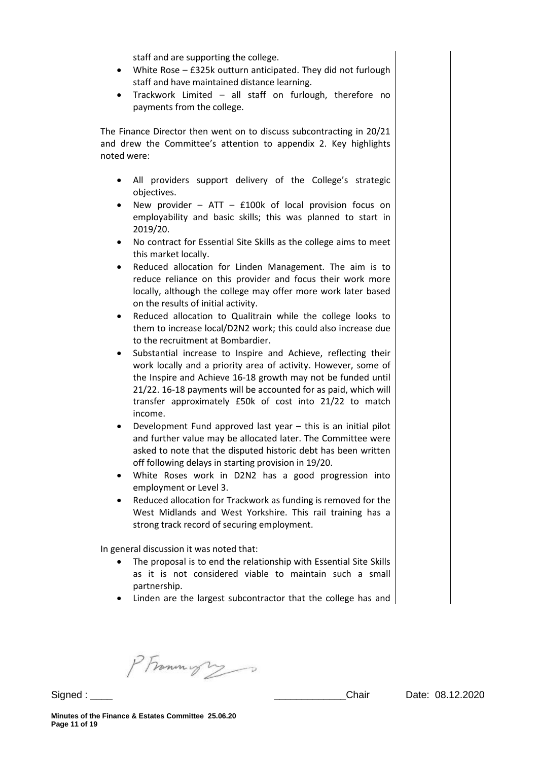staff and are supporting the college.

- White Rose – £325k outturn anticipated. They did not furlough staff and have maintained distance learning.
- Trackwork Limited – all staff on furlough, therefore no payments from the college.

The Finance Director then went on to discuss subcontracting in 20/21 and drew the Committee's attention to appendix 2. Key highlights noted were:

- All providers support delivery of the College's strategic objectives.
- New provider – ATT – £100k of local provision focus on employability and basic skills; this was planned to start in 2019/20.
- No contract for Essential Site Skills as the college aims to meet this market locally.
- Reduced allocation for Linden Management. The aim is to reduce reliance on this provider and focus their work more locally, although the college may offer more work later based on the results of initial activity.
- Reduced allocation to Qualitrain while the college looks to them to increase local/D2N2 work; this could also increase due to the recruitment at Bombardier.
- Substantial increase to Inspire and Achieve, reflecting their work locally and a priority area of activity. However, some of the Inspire and Achieve 16-18 growth may not be funded until 21/22. 16-18 payments will be accounted for as paid, which will transfer approximately £50k of cost into 21/22 to match income.
- Development Fund approved last year – this is an initial pilot and further value may be allocated later. The Committee were asked to note that the disputed historic debt has been written off following delays in starting provision in 19/20.
- White Roses work in D2N2 has a good progression into employment or Level 3.
- Reduced allocation for Trackwork as funding is removed for the West Midlands and West Yorkshire. This rail training has a strong track record of securing employment.

In general discussion it was noted that:

- The proposal is to end the relationship with Essential Site Skills as it is not considered viable to maintain such a small partnership.
- Linden are the largest subcontractor that the college has and

Signed : ____ _____________Chair Date: 08.12.2020

**Minutes of the Finance & Estates Committee 25.06.20**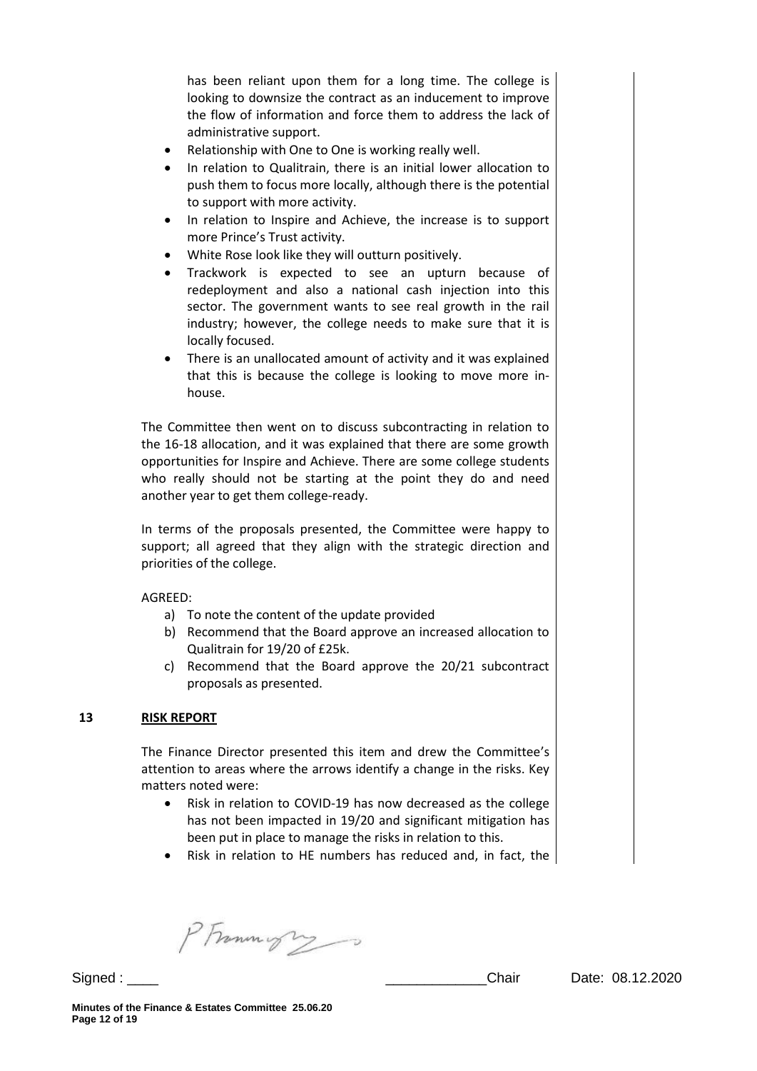has been reliant upon them for a long time. The college is looking to downsize the contract as an inducement to improve the flow of information and force them to address the lack of administrative support.

- Relationship with One to One is working really well.
- In relation to Qualitrain, there is an initial lower allocation to push them to focus more locally, although there is the potential to support with more activity.
- In relation to Inspire and Achieve, the increase is to support more Prince's Trust activity.
- White Rose look like they will outturn positively.
- Trackwork is expected to see an upturn because of redeployment and also a national cash injection into this sector. The government wants to see real growth in the rail industry; however, the college needs to make sure that it is locally focused.
- There is an unallocated amount of activity and it was explained that this is because the college is looking to move more in-house.

The Committee then went on to discuss subcontracting in relation to the 16-18 allocation, and it was explained that there are some growth opportunities for Inspire and Achieve. There are some college students who really should not be starting at the point they do and need another year to get them college-ready.

In terms of the proposals presented, the Committee were happy to support; all agreed that they align with the strategic direction and priorities of the college.

AGREED:

a) To note the content of the update provided
b) Recommend that the Board approve an increased allocation to Qualitrain for 19/20 of £25k.
c) Recommend that the Board approve the 20/21 subcontract proposals as presented.

## 13 RISK REPORT

The Finance Director presented this item and drew the Committee's attention to areas where the arrows identify a change in the risks. Key matters noted were:

- Risk in relation to COVID-19 has now decreased as the college has not been impacted in 19/20 and significant mitigation has been put in place to manage the risks in relation to this.
- Risk in relation to HE numbers has reduced and, in fact, the

Signed : ____ _____________Chair Date: 08.12.2020

**Minutes of the Finance & Estates Committee 25.06.20**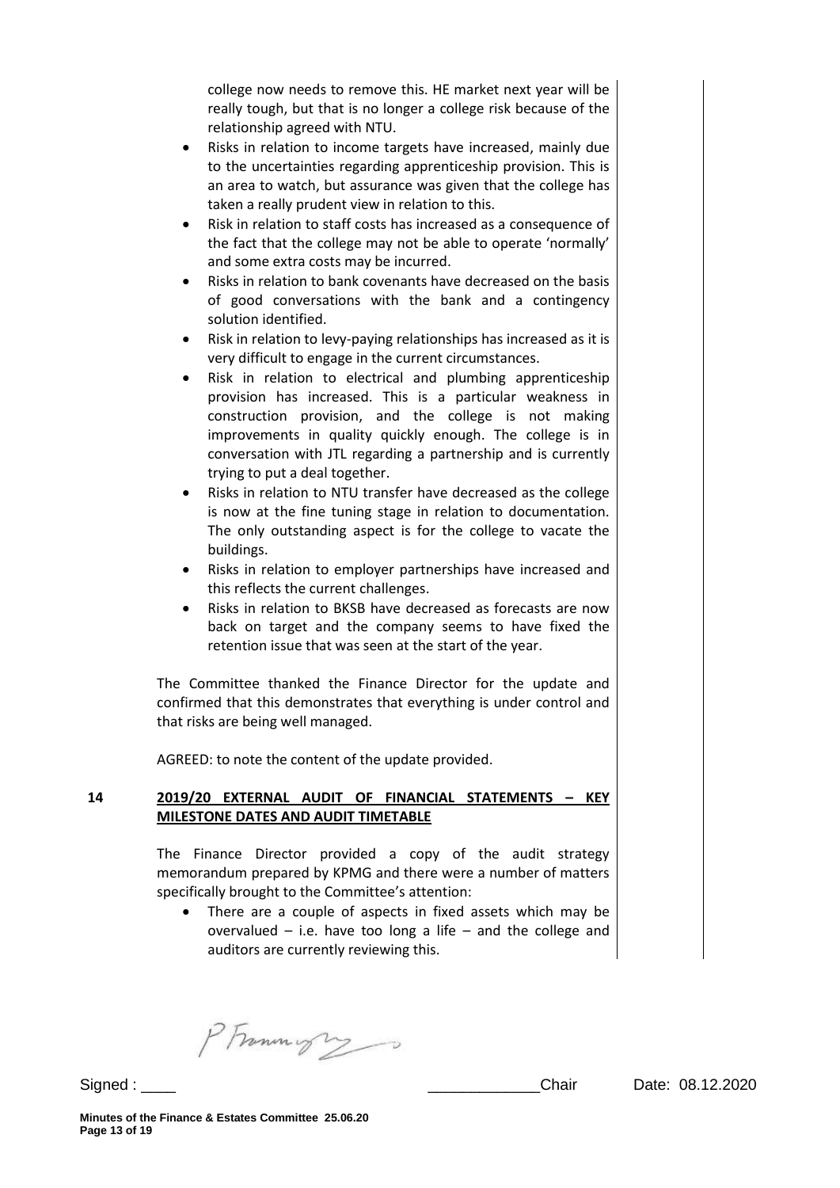college now needs to remove this. HE market next year will be really tough, but that is no longer a college risk because of the relationship agreed with NTU.

- Risks in relation to income targets have increased, mainly due to the uncertainties regarding apprenticeship provision. This is an area to watch, but assurance was given that the college has taken a really prudent view in relation to this.
- Risk in relation to staff costs has increased as a consequence of the fact that the college may not be able to operate 'normally' and some extra costs may be incurred.
- Risks in relation to bank covenants have decreased on the basis of good conversations with the bank and a contingency solution identified.
- Risk in relation to levy-paying relationships has increased as it is very difficult to engage in the current circumstances.
- Risk in relation to electrical and plumbing apprenticeship provision has increased. This is a particular weakness in construction provision, and the college is not making improvements in quality quickly enough. The college is in conversation with JTL regarding a partnership and is currently trying to put a deal together.
- Risks in relation to NTU transfer have decreased as the college is now at the fine tuning stage in relation to documentation. The only outstanding aspect is for the college to vacate the buildings.
- Risks in relation to employer partnerships have increased and this reflects the current challenges.
- Risks in relation to BKSB have decreased as forecasts are now back on target and the company seems to have fixed the retention issue that was seen at the start of the year.

The Committee thanked the Finance Director for the update and confirmed that this demonstrates that everything is under control and that risks are being well managed.

AGREED: to note the content of the update provided.

## 14 2019/20 EXTERNAL AUDIT OF FINANCIAL STATEMENTS – KEY MILESTONE DATES AND AUDIT TIMETABLE

The Finance Director provided a copy of the audit strategy memorandum prepared by KPMG and there were a number of matters specifically brought to the Committee's attention:

- There are a couple of aspects in fixed assets which may be overvalued – i.e. have too long a life – and the college and auditors are currently reviewing this.

Signed : ____ _____________Chair Date: 08.12.2020

Minutes of the Finance & Estates Committee 25.06.20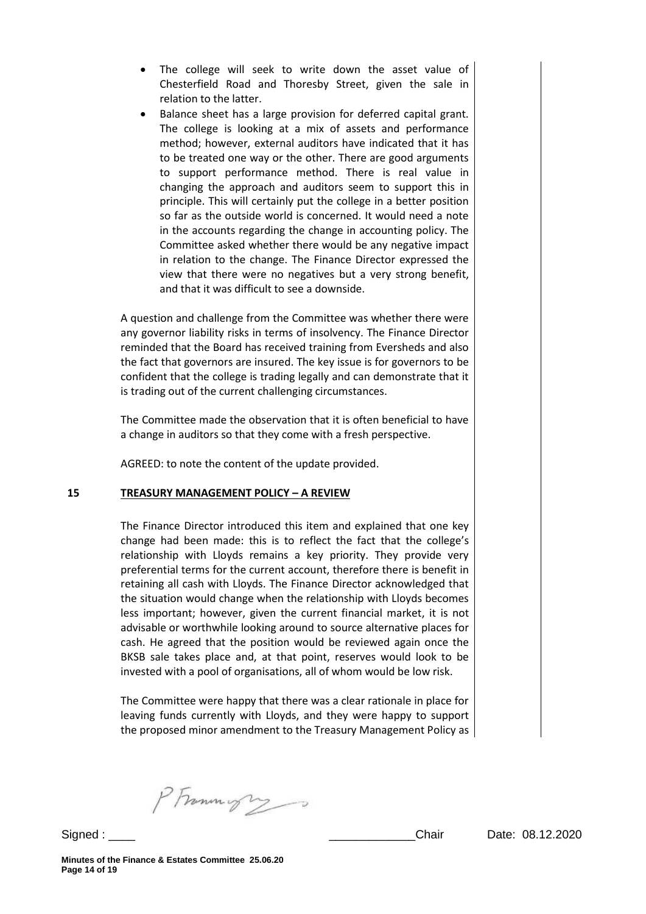- The college will seek to write down the asset value of Chesterfield Road and Thoresby Street, given the sale in relation to the latter.
- Balance sheet has a large provision for deferred capital grant. The college is looking at a mix of assets and performance method; however, external auditors have indicated that it has to be treated one way or the other. There are good arguments to support performance method. There is real value in changing the approach and auditors seem to support this in principle. This will certainly put the college in a better position so far as the outside world is concerned. It would need a note in the accounts regarding the change in accounting policy. The Committee asked whether there would be any negative impact in relation to the change. The Finance Director expressed the view that there were no negatives but a very strong benefit, and that it was difficult to see a downside.

A question and challenge from the Committee was whether there were any governor liability risks in terms of insolvency. The Finance Director reminded that the Board has received training from Eversheds and also the fact that governors are insured. The key issue is for governors to be confident that the college is trading legally and can demonstrate that it is trading out of the current challenging circumstances.

The Committee made the observation that it is often beneficial to have a change in auditors so that they come with a fresh perspective.

AGREED: to note the content of the update provided.

**15 TREASURY MANAGEMENT POLICY – A REVIEW**

The Finance Director introduced this item and explained that one key change had been made: this is to reflect the fact that the college's relationship with Lloyds remains a key priority. They provide very preferential terms for the current account, therefore there is benefit in retaining all cash with Lloyds. The Finance Director acknowledged that the situation would change when the relationship with Lloyds becomes less important; however, given the current financial market, it is not advisable or worthwhile looking around to source alternative places for cash. He agreed that the position would be reviewed again once the BKSB sale takes place and, at that point, reserves would look to be invested with a pool of organisations, all of whom would be low risk.

The Committee were happy that there was a clear rationale in place for leaving funds currently with Lloyds, and they were happy to support the proposed minor amendment to the Treasury Management Policy as

Signed : ____ _____________Chair Date: 08.12.2020

**Minutes of the Finance & Estates Committee 25.06.20**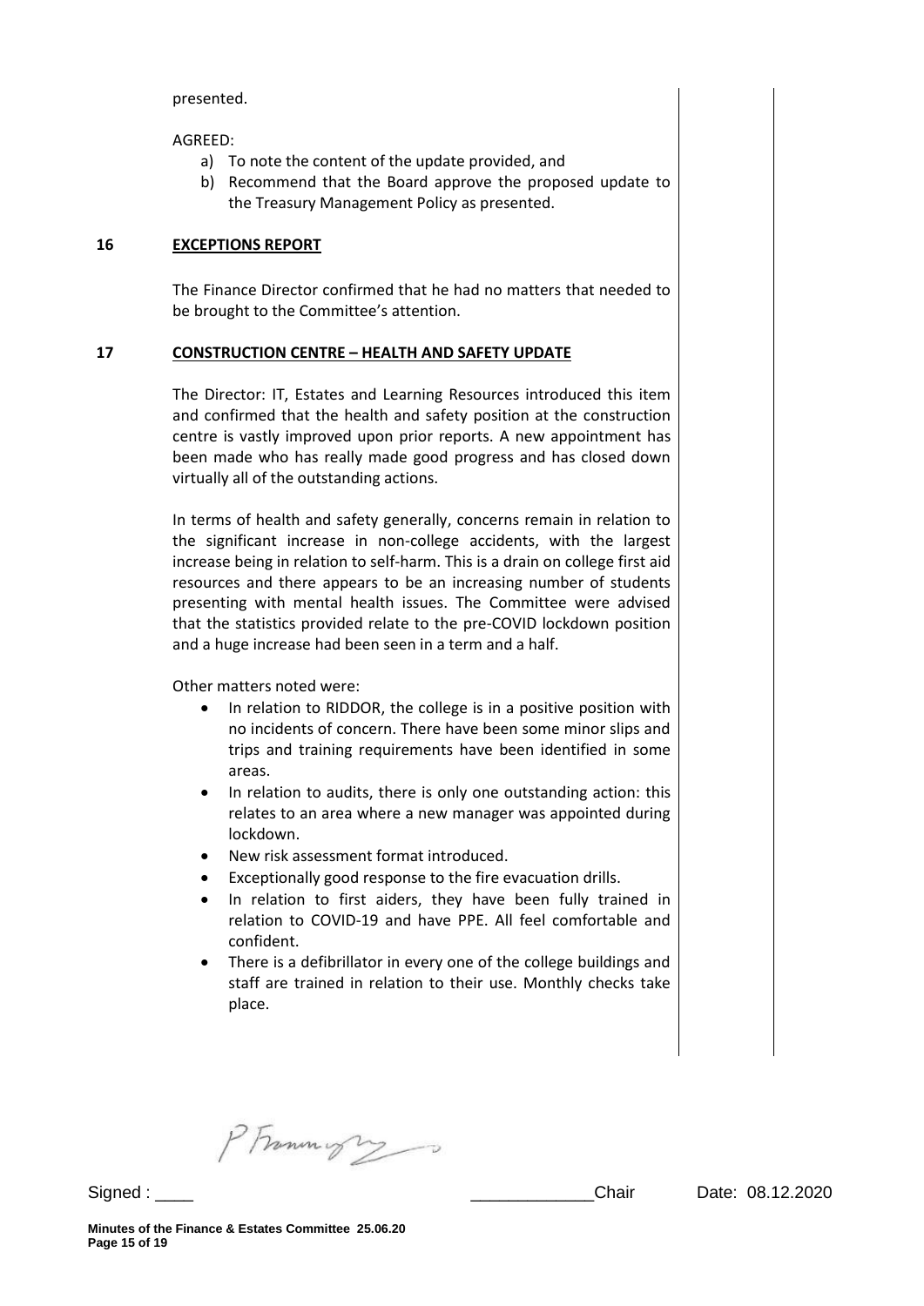presented.

AGREED:

a) To note the content of the update provided, and
b) Recommend that the Board approve the proposed update to the Treasury Management Policy as presented.

## 16 EXCEPTIONS REPORT

The Finance Director confirmed that he had no matters that needed to be brought to the Committee's attention.

## 17 CONSTRUCTION CENTRE – HEALTH AND SAFETY UPDATE

The Director: IT, Estates and Learning Resources introduced this item and confirmed that the health and safety position at the construction centre is vastly improved upon prior reports. A new appointment has been made who has really made good progress and has closed down virtually all of the outstanding actions.

In terms of health and safety generally, concerns remain in relation to the significant increase in non-college accidents, with the largest increase being in relation to self-harm. This is a drain on college first aid resources and there appears to be an increasing number of students presenting with mental health issues. The Committee were advised that the statistics provided relate to the pre-COVID lockdown position and a huge increase had been seen in a term and a half.

Other matters noted were:

- In relation to RIDDOR, the college is in a positive position with no incidents of concern. There have been some minor slips and trips and training requirements have been identified in some areas.
- In relation to audits, there is only one outstanding action: this relates to an area where a new manager was appointed during lockdown.
- New risk assessment format introduced.
- Exceptionally good response to the fire evacuation drills.
- In relation to first aiders, they have been fully trained in relation to COVID-19 and have PPE. All feel comfortable and confident.
- There is a defibrillator in every one of the college buildings and staff are trained in relation to their use. Monthly checks take place.

Signed : ____ _____________Chair Date: 08.12.2020

Minutes of the Finance & Estates Committee 25.06.20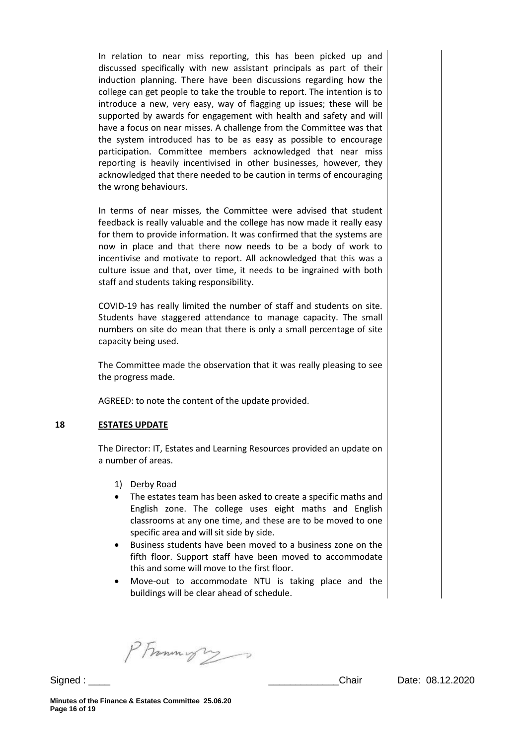In relation to near miss reporting, this has been picked up and discussed specifically with new assistant principals as part of their induction planning. There have been discussions regarding how the college can get people to take the trouble to report. The intention is to introduce a new, very easy, way of flagging up issues; these will be supported by awards for engagement with health and safety and will have a focus on near misses. A challenge from the Committee was that the system introduced has to be as easy as possible to encourage participation. Committee members acknowledged that near miss reporting is heavily incentivised in other businesses, however, they acknowledged that there needed to be caution in terms of encouraging the wrong behaviours.

In terms of near misses, the Committee were advised that student feedback is really valuable and the college has now made it really easy for them to provide information. It was confirmed that the systems are now in place and that there now needs to be a body of work to incentivise and motivate to report. All acknowledged that this was a culture issue and that, over time, it needs to be ingrained with both staff and students taking responsibility.

COVID-19 has really limited the number of staff and students on site. Students have staggered attendance to manage capacity. The small numbers on site do mean that there is only a small percentage of site capacity being used.

The Committee made the observation that it was really pleasing to see the progress made.

AGREED: to note the content of the update provided.

## 18 ESTATES UPDATE

The Director: IT, Estates and Learning Resources provided an update on a number of areas.

1) Derby Road

- The estates team has been asked to create a specific maths and English zone. The college uses eight maths and English classrooms at any one time, and these are to be moved to one specific area and will sit side by side.
- Business students have been moved to a business zone on the fifth floor. Support staff have been moved to accommodate this and some will move to the first floor.
- Move-out to accommodate NTU is taking place and the buildings will be clear ahead of schedule.

Signed : ____ _____________Chair Date: 08.12.2020

Minutes of the Finance & Estates Committee 25.06.20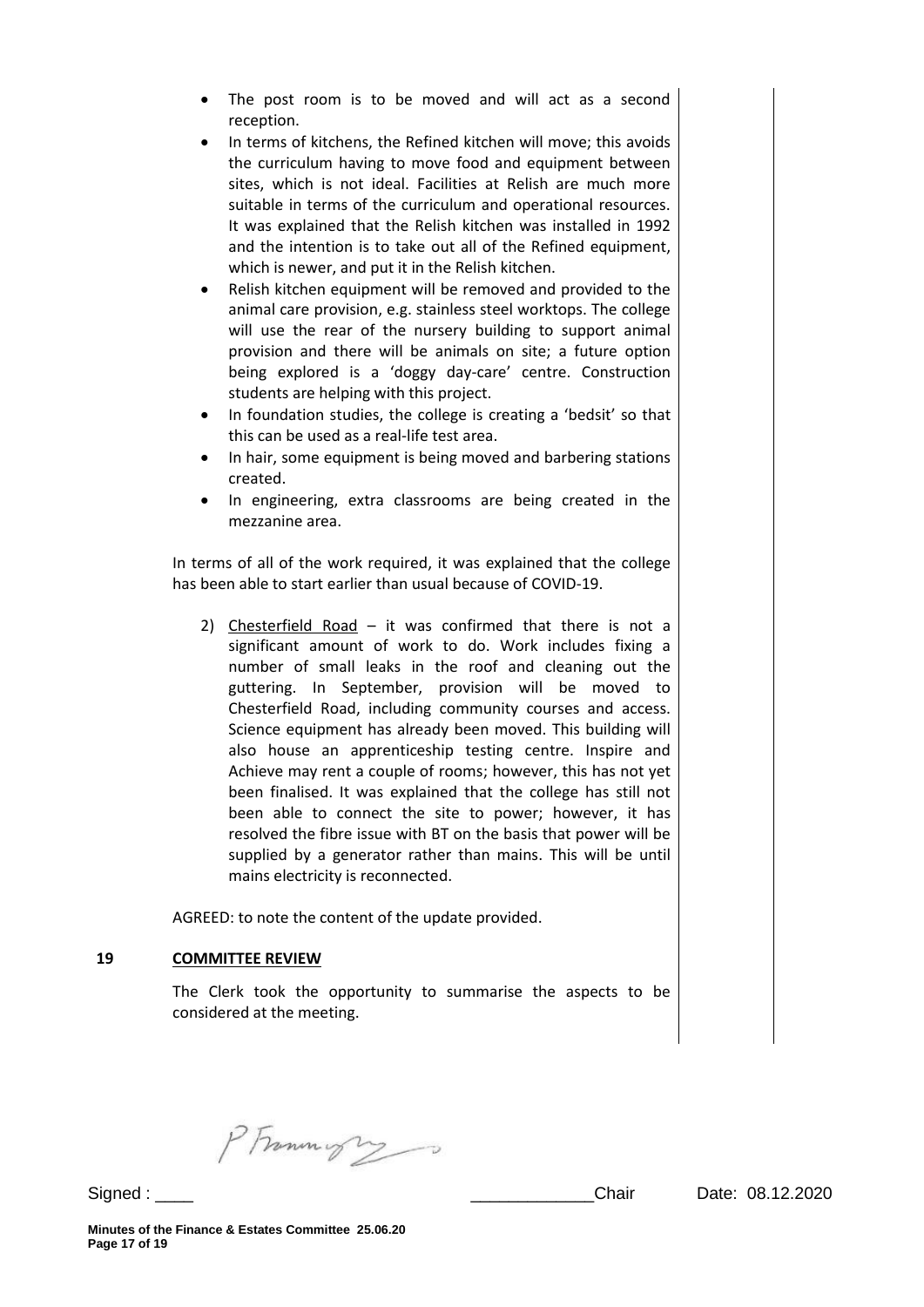- The post room is to be moved and will act as a second reception.
- In terms of kitchens, the Refined kitchen will move; this avoids the curriculum having to move food and equipment between sites, which is not ideal. Facilities at Relish are much more suitable in terms of the curriculum and operational resources. It was explained that the Relish kitchen was installed in 1992 and the intention is to take out all of the Refined equipment, which is newer, and put it in the Relish kitchen.
- Relish kitchen equipment will be removed and provided to the animal care provision, e.g. stainless steel worktops. The college will use the rear of the nursery building to support animal provision and there will be animals on site; a future option being explored is a 'doggy day-care' centre. Construction students are helping with this project.
- In foundation studies, the college is creating a 'bedsit' so that this can be used as a real-life test area.
- In hair, some equipment is being moved and barbering stations created.
- In engineering, extra classrooms are being created in the mezzanine area.

In terms of all of the work required, it was explained that the college has been able to start earlier than usual because of COVID-19.

2) Chesterfield Road – it was confirmed that there is not a significant amount of work to do. Work includes fixing a number of small leaks in the roof and cleaning out the guttering. In September, provision will be moved to Chesterfield Road, including community courses and access. Science equipment has already been moved. This building will also house an apprenticeship testing centre. Inspire and Achieve may rent a couple of rooms; however, this has not yet been finalised. It was explained that the college has still not been able to connect the site to power; however, it has resolved the fibre issue with BT on the basis that power will be supplied by a generator rather than mains. This will be until mains electricity is reconnected.

AGREED: to note the content of the update provided.

**19 COMMITTEE REVIEW**

The Clerk took the opportunity to summarise the aspects to be considered at the meeting.

Signed : ____ _____________Chair Date: 08.12.2020

**Minutes of the Finance & Estates Committee 25.06.20**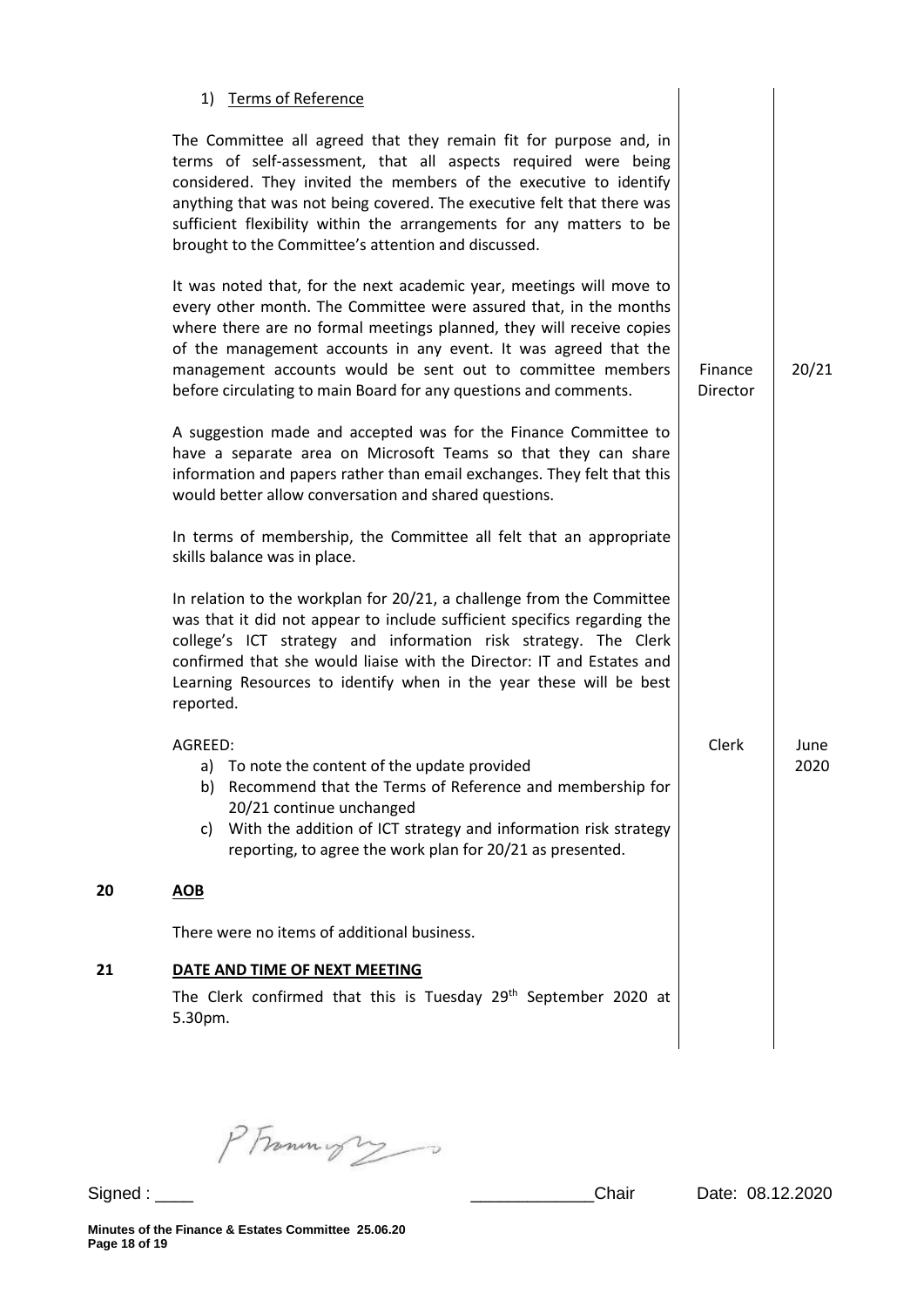1) Terms of Reference

The Committee all agreed that they remain fit for purpose and, in terms of self-assessment, that all aspects required were being considered. They invited the members of the executive to identify anything that was not being covered. The executive felt that there was sufficient flexibility within the arrangements for any matters to be brought to the Committee's attention and discussed.

It was noted that, for the next academic year, meetings will move to every other month. The Committee were assured that, in the months where there are no formal meetings planned, they will receive copies of the management accounts in any event. It was agreed that the management accounts would be sent out to committee members before circulating to main Board for any questions and comments. — **Finance Director** — **20/21**

A suggestion made and accepted was for the Finance Committee to have a separate area on Microsoft Teams so that they can share information and papers rather than email exchanges. They felt that this would better allow conversation and shared questions.

In terms of membership, the Committee all felt that an appropriate skills balance was in place.

In relation to the workplan for 20/21, a challenge from the Committee was that it did not appear to include sufficient specifics regarding the college's ICT strategy and information risk strategy. The Clerk confirmed that she would liaise with the Director: IT and Estates and Learning Resources to identify when in the year these will be best reported.

AGREED: — **Clerk** — **June 2020**

a) To note the content of the update provided
b) Recommend that the Terms of Reference and membership for 20/21 continue unchanged
c) With the addition of ICT strategy and information risk strategy reporting, to agree the work plan for 20/21 as presented.

**20 AOB**

There were no items of additional business.

**21 DATE AND TIME OF NEXT MEETING**

The Clerk confirmed that this is Tuesday 29th September 2020 at 5.30pm.

Signed : ____ _____________Chair Date: 08.12.2020

Minutes of the Finance & Estates Committee 25.06.20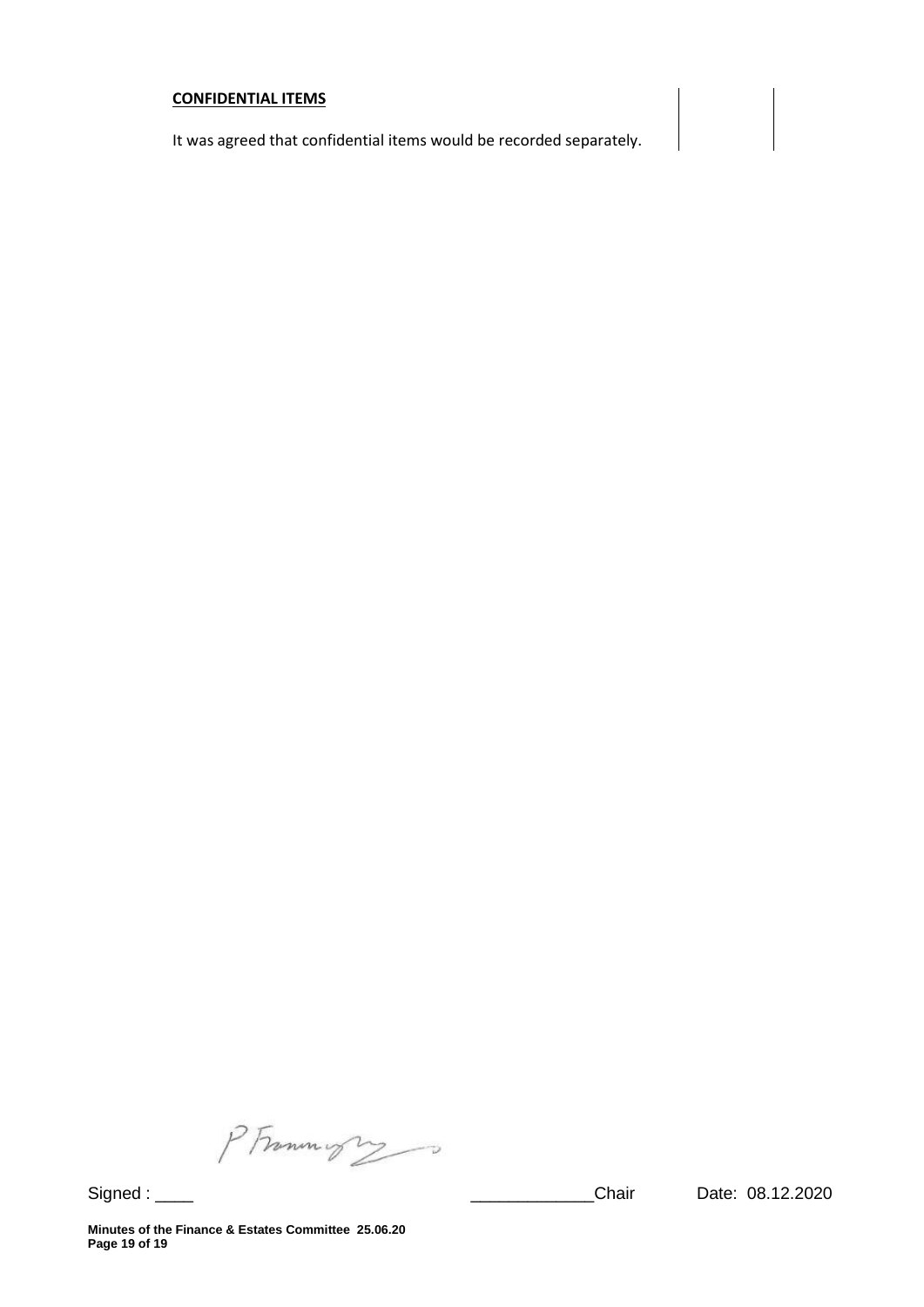**CONFIDENTIAL ITEMS**

It was agreed that confidential items would be recorded separately.

Signed : ____ _____________Chair Date: 08.12.2020